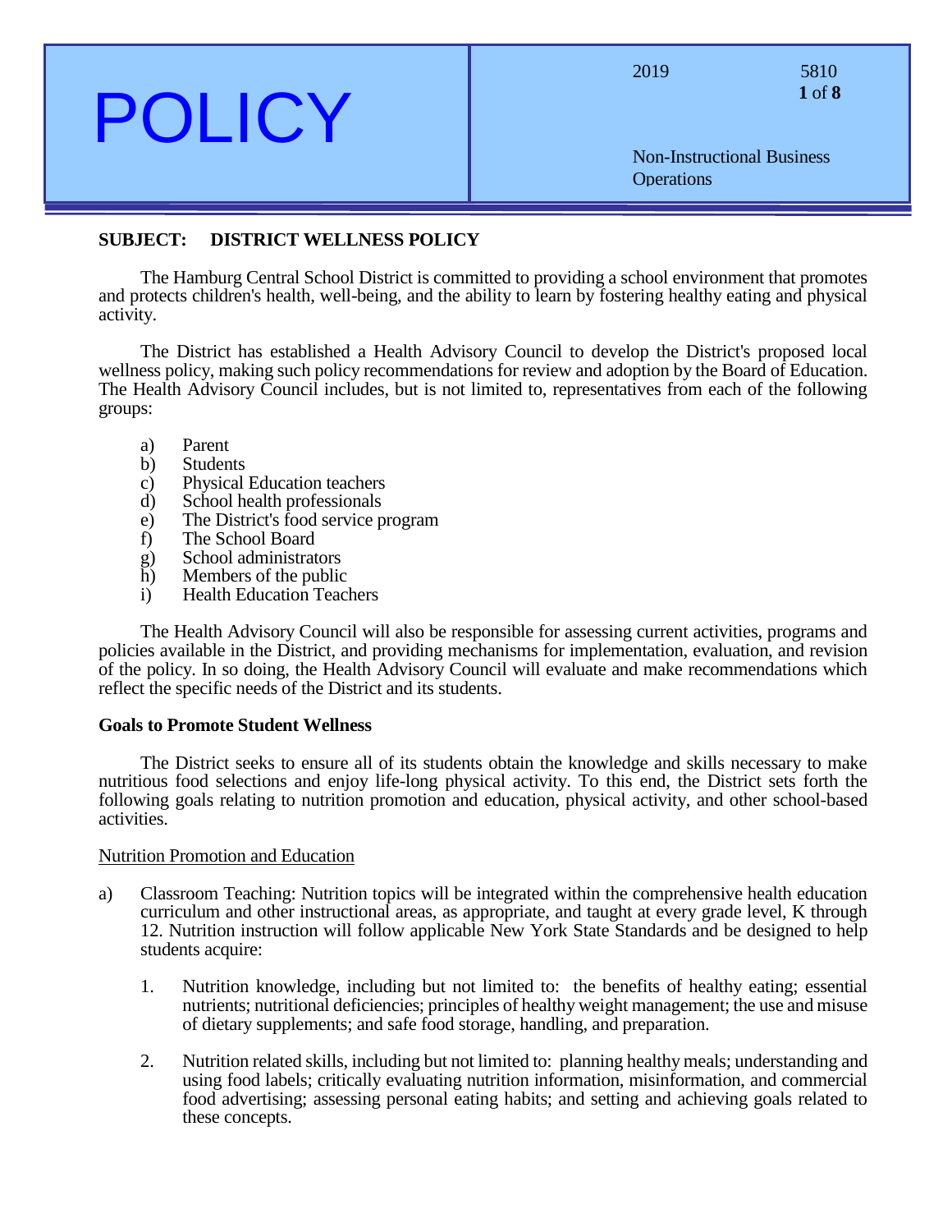# POLICY

2019 — 5810

Non-Instructional Business Operations

**SUBJECT: DISTRICT WELLNESS POLICY**

The Hamburg Central School District is committed to providing a school environment that promotes and protects children's health, well-being, and the ability to learn by fostering healthy eating and physical activity.

The District has established a Health Advisory Council to develop the District's proposed local wellness policy, making such policy recommendations for review and adoption by the Board of Education. The Health Advisory Council includes, but is not limited to, representatives from each of the following groups:

a) Parent
b) Students
c) Physical Education teachers
d) School health professionals
e) The District's food service program
f) The School Board
g) School administrators
h) Members of the public
i) Health Education Teachers

The Health Advisory Council will also be responsible for assessing current activities, programs and policies available in the District, and providing mechanisms for implementation, evaluation, and revision of the policy. In so doing, the Health Advisory Council will evaluate and make recommendations which reflect the specific needs of the District and its students.

**Goals to Promote Student Wellness**

The District seeks to ensure all of its students obtain the knowledge and skills necessary to make nutritious food selections and enjoy life-long physical activity. To this end, the District sets forth the following goals relating to nutrition promotion and education, physical activity, and other school-based activities.

<u>Nutrition Promotion and Education</u>

a) Classroom Teaching: Nutrition topics will be integrated within the comprehensive health education curriculum and other instructional areas, as appropriate, and taught at every grade level, K through 12. Nutrition instruction will follow applicable New York State Standards and be designed to help students acquire:

   1. Nutrition knowledge, including but not limited to: the benefits of healthy eating; essential nutrients; nutritional deficiencies; principles of healthy weight management; the use and misuse of dietary supplements; and safe food storage, handling, and preparation.

   2. Nutrition related skills, including but not limited to: planning healthy meals; understanding and using food labels; critically evaluating nutrition information, misinformation, and commercial food advertising; assessing personal eating habits; and setting and achieving goals related to these concepts.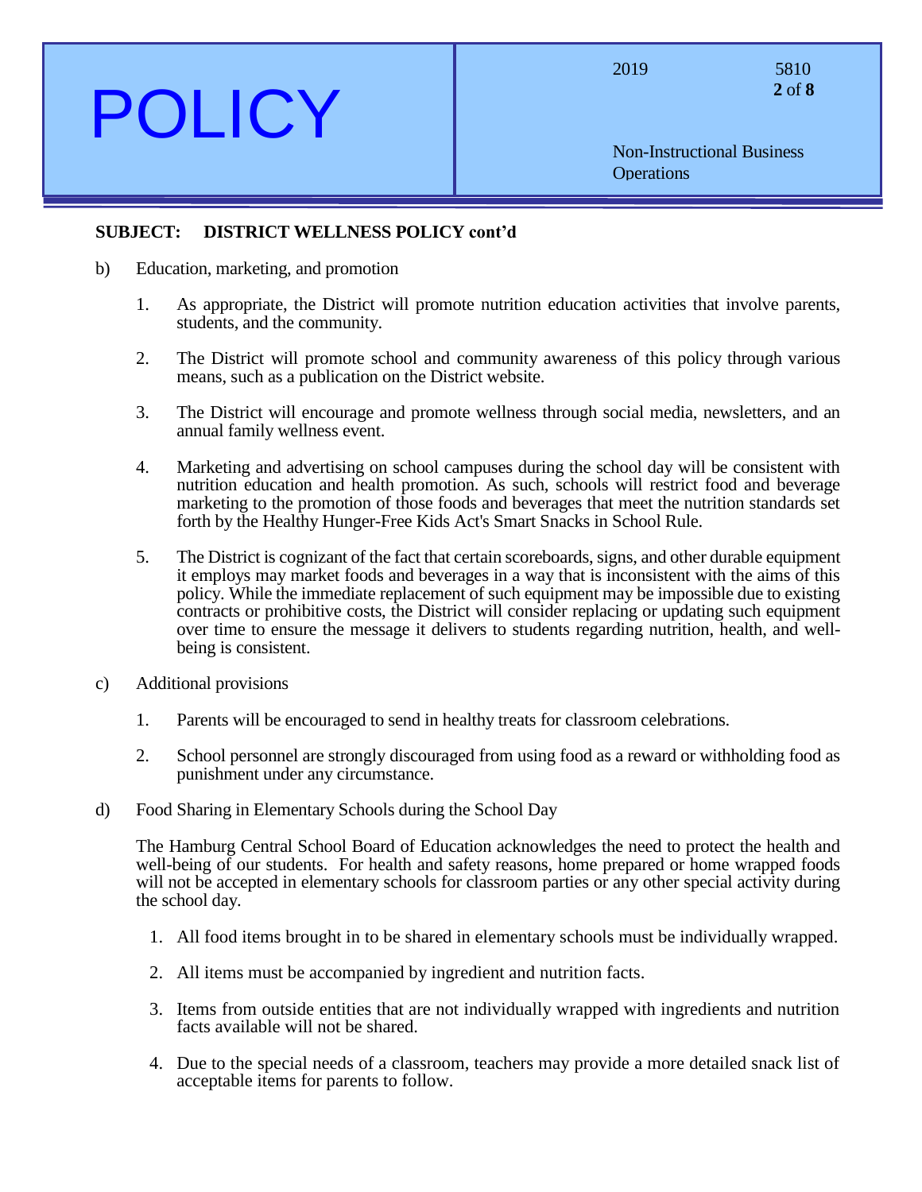**SUBJECT: DISTRICT WELLNESS POLICY cont'd**

b) Education, marketing, and promotion

1. As appropriate, the District will promote nutrition education activities that involve parents, students, and the community.

2. The District will promote school and community awareness of this policy through various means, such as a publication on the District website.

3. The District will encourage and promote wellness through social media, newsletters, and an annual family wellness event.

4. Marketing and advertising on school campuses during the school day will be consistent with nutrition education and health promotion. As such, schools will restrict food and beverage marketing to the promotion of those foods and beverages that meet the nutrition standards set forth by the Healthy Hunger-Free Kids Act's Smart Snacks in School Rule.

5. The District is cognizant of the fact that certain scoreboards, signs, and other durable equipment it employs may market foods and beverages in a way that is inconsistent with the aims of this policy. While the immediate replacement of such equipment may be impossible due to existing contracts or prohibitive costs, the District will consider replacing or updating such equipment over time to ensure the message it delivers to students regarding nutrition, health, and well-being is consistent.

c) Additional provisions

1. Parents will be encouraged to send in healthy treats for classroom celebrations.

2. School personnel are strongly discouraged from using food as a reward or withholding food as punishment under any circumstance.

d) Food Sharing in Elementary Schools during the School Day

The Hamburg Central School Board of Education acknowledges the need to protect the health and well-being of our students. For health and safety reasons, home prepared or home wrapped foods will not be accepted in elementary schools for classroom parties or any other special activity during the school day.

1. All food items brought in to be shared in elementary schools must be individually wrapped.

2. All items must be accompanied by ingredient and nutrition facts.

3. Items from outside entities that are not individually wrapped with ingredients and nutrition facts available will not be shared.

4. Due to the special needs of a classroom, teachers may provide a more detailed snack list of acceptable items for parents to follow.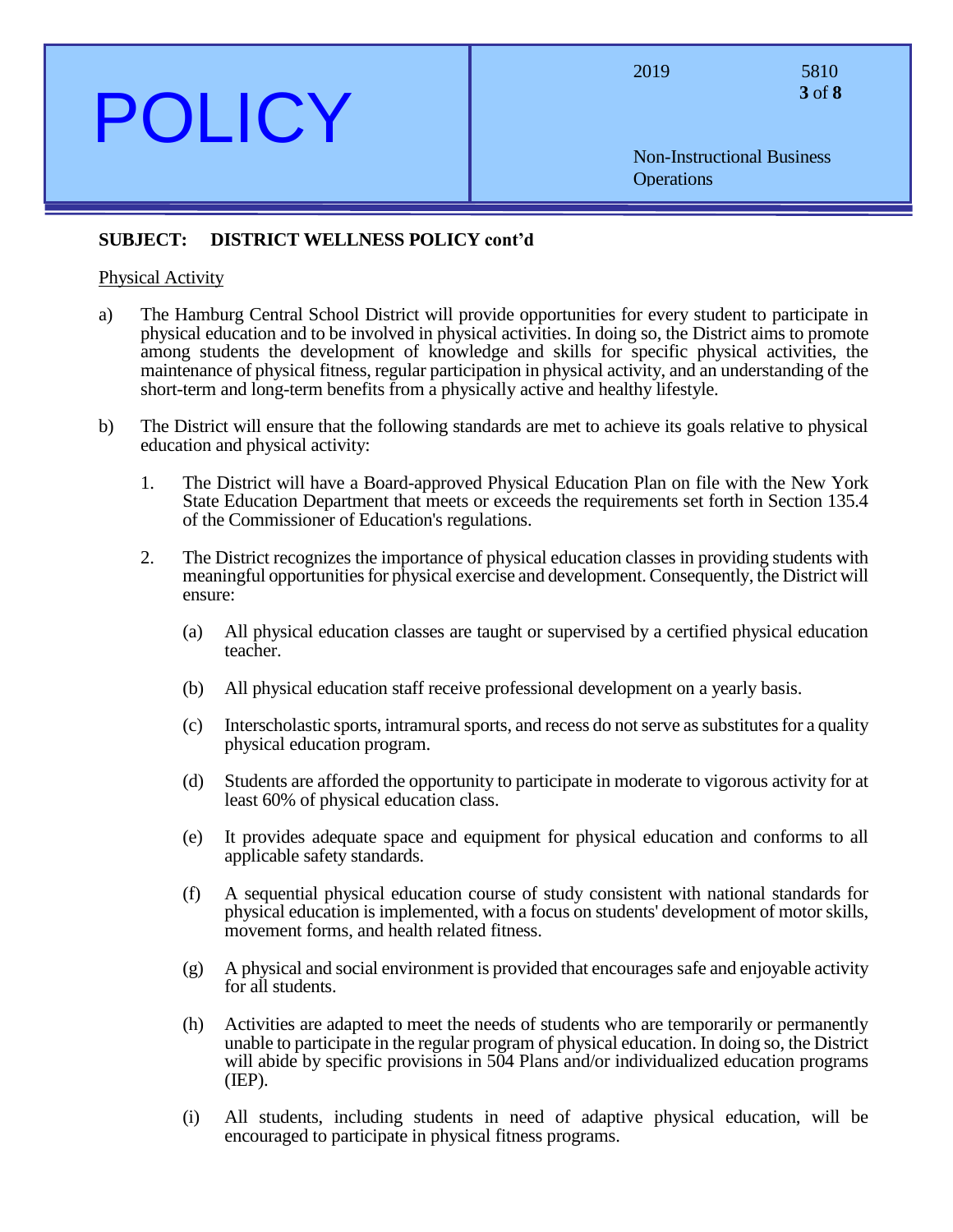**SUBJECT: DISTRICT WELLNESS POLICY cont'd**

Physical Activity

a) The Hamburg Central School District will provide opportunities for every student to participate in physical education and to be involved in physical activities. In doing so, the District aims to promote among students the development of knowledge and skills for specific physical activities, the maintenance of physical fitness, regular participation in physical activity, and an understanding of the short-term and long-term benefits from a physically active and healthy lifestyle.

b) The District will ensure that the following standards are met to achieve its goals relative to physical education and physical activity:

1. The District will have a Board-approved Physical Education Plan on file with the New York State Education Department that meets or exceeds the requirements set forth in Section 135.4 of the Commissioner of Education's regulations.

2. The District recognizes the importance of physical education classes in providing students with meaningful opportunities for physical exercise and development. Consequently, the District will ensure:

    (a) All physical education classes are taught or supervised by a certified physical education teacher.

    (b) All physical education staff receive professional development on a yearly basis.

    (c) Interscholastic sports, intramural sports, and recess do not serve as substitutes for a quality physical education program.

    (d) Students are afforded the opportunity to participate in moderate to vigorous activity for at least 60% of physical education class.

    (e) It provides adequate space and equipment for physical education and conforms to all applicable safety standards.

    (f) A sequential physical education course of study consistent with national standards for physical education is implemented, with a focus on students' development of motor skills, movement forms, and health related fitness.

    (g) A physical and social environment is provided that encourages safe and enjoyable activity for all students.

    (h) Activities are adapted to meet the needs of students who are temporarily or permanently unable to participate in the regular program of physical education. In doing so, the District will abide by specific provisions in 504 Plans and/or individualized education programs (IEP).

    (i) All students, including students in need of adaptive physical education, will be encouraged to participate in physical fitness programs.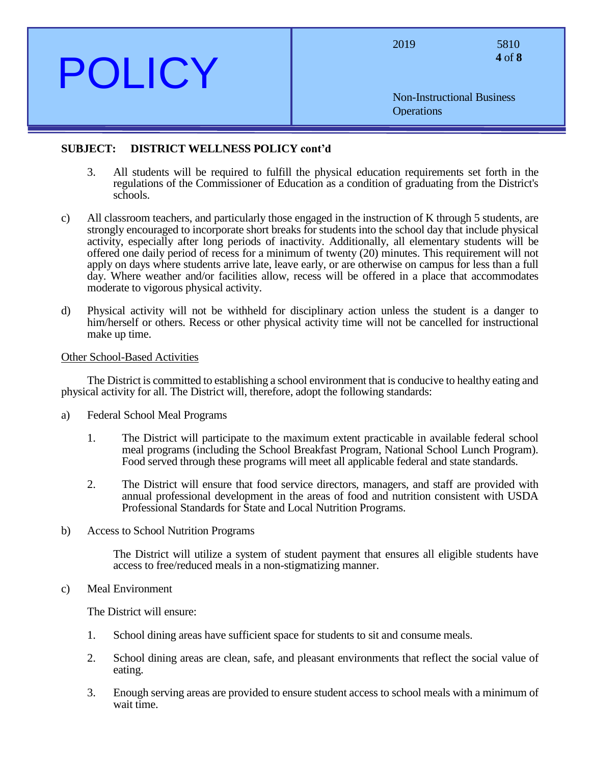**SUBJECT: DISTRICT WELLNESS POLICY cont'd**

3. All students will be required to fulfill the physical education requirements set forth in the regulations of the Commissioner of Education as a condition of graduating from the District's schools.

c) All classroom teachers, and particularly those engaged in the instruction of K through 5 students, are strongly encouraged to incorporate short breaks for students into the school day that include physical activity, especially after long periods of inactivity. Additionally, all elementary students will be offered one daily period of recess for a minimum of twenty (20) minutes. This requirement will not apply on days where students arrive late, leave early, or are otherwise on campus for less than a full day. Where weather and/or facilities allow, recess will be offered in a place that accommodates moderate to vigorous physical activity.

d) Physical activity will not be withheld for disciplinary action unless the student is a danger to him/herself or others. Recess or other physical activity time will not be cancelled for instructional make up time.

<u>Other School-Based Activities</u>

The District is committed to establishing a school environment that is conducive to healthy eating and physical activity for all. The District will, therefore, adopt the following standards:

a) Federal School Meal Programs

   1. The District will participate to the maximum extent practicable in available federal school meal programs (including the School Breakfast Program, National School Lunch Program). Food served through these programs will meet all applicable federal and state standards.

   2. The District will ensure that food service directors, managers, and staff are provided with annual professional development in the areas of food and nutrition consistent with USDA Professional Standards for State and Local Nutrition Programs.

b) Access to School Nutrition Programs

   The District will utilize a system of student payment that ensures all eligible students have access to free/reduced meals in a non-stigmatizing manner.

c) Meal Environment

   The District will ensure:

   1. School dining areas have sufficient space for students to sit and consume meals.

   2. School dining areas are clean, safe, and pleasant environments that reflect the social value of eating.

   3. Enough serving areas are provided to ensure student access to school meals with a minimum of wait time.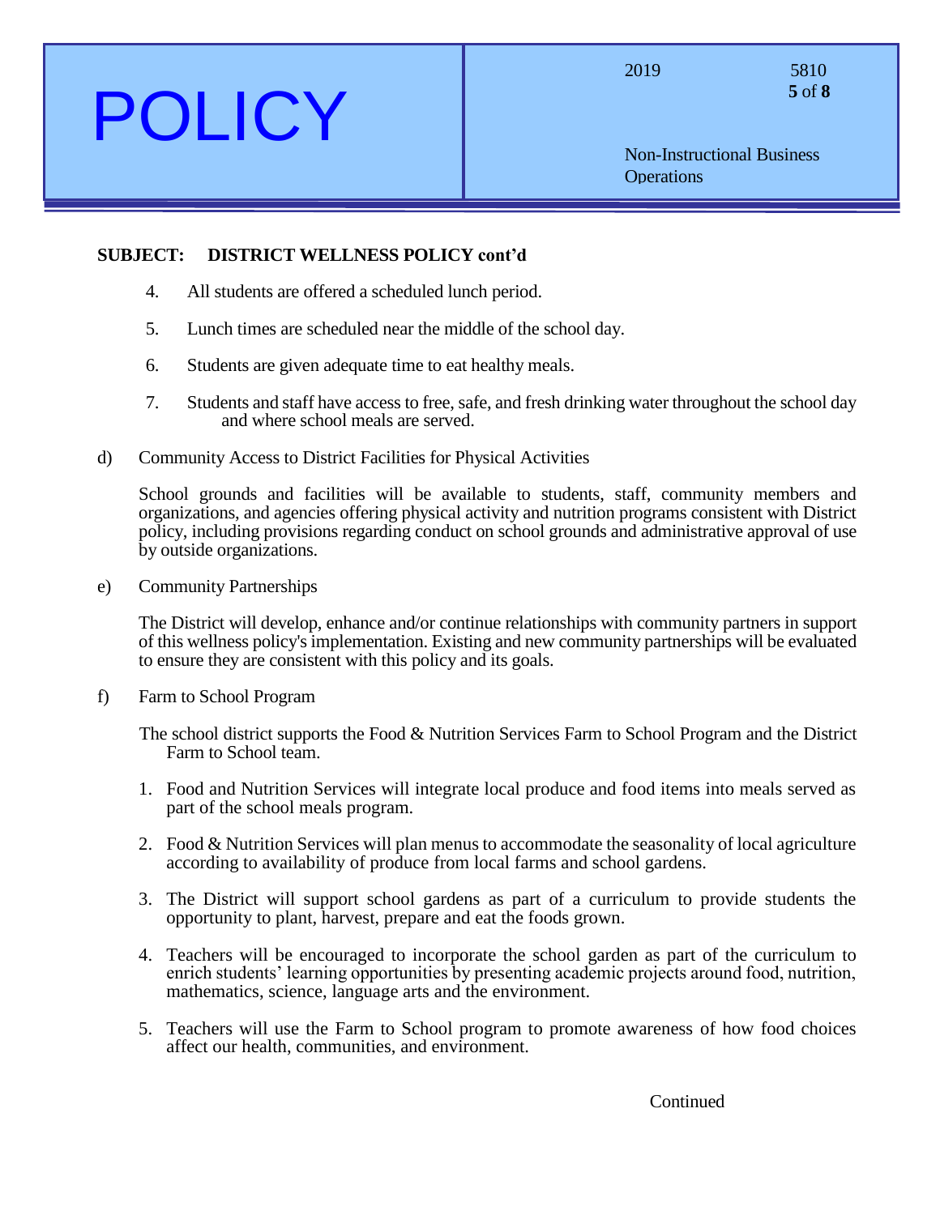**SUBJECT: DISTRICT WELLNESS POLICY cont'd**

4. All students are offered a scheduled lunch period.

5. Lunch times are scheduled near the middle of the school day.

6. Students are given adequate time to eat healthy meals.

7. Students and staff have access to free, safe, and fresh drinking water throughout the school day and where school meals are served.

d) Community Access to District Facilities for Physical Activities

School grounds and facilities will be available to students, staff, community members and organizations, and agencies offering physical activity and nutrition programs consistent with District policy, including provisions regarding conduct on school grounds and administrative approval of use by outside organizations.

e) Community Partnerships

The District will develop, enhance and/or continue relationships with community partners in support of this wellness policy's implementation. Existing and new community partnerships will be evaluated to ensure they are consistent with this policy and its goals.

f) Farm to School Program

The school district supports the Food & Nutrition Services Farm to School Program and the District Farm to School team.

1. Food and Nutrition Services will integrate local produce and food items into meals served as part of the school meals program.

2. Food & Nutrition Services will plan menus to accommodate the seasonality of local agriculture according to availability of produce from local farms and school gardens.

3. The District will support school gardens as part of a curriculum to provide students the opportunity to plant, harvest, prepare and eat the foods grown.

4. Teachers will be encouraged to incorporate the school garden as part of the curriculum to enrich students' learning opportunities by presenting academic projects around food, nutrition, mathematics, science, language arts and the environment.

5. Teachers will use the Farm to School program to promote awareness of how food choices affect our health, communities, and environment.

Continued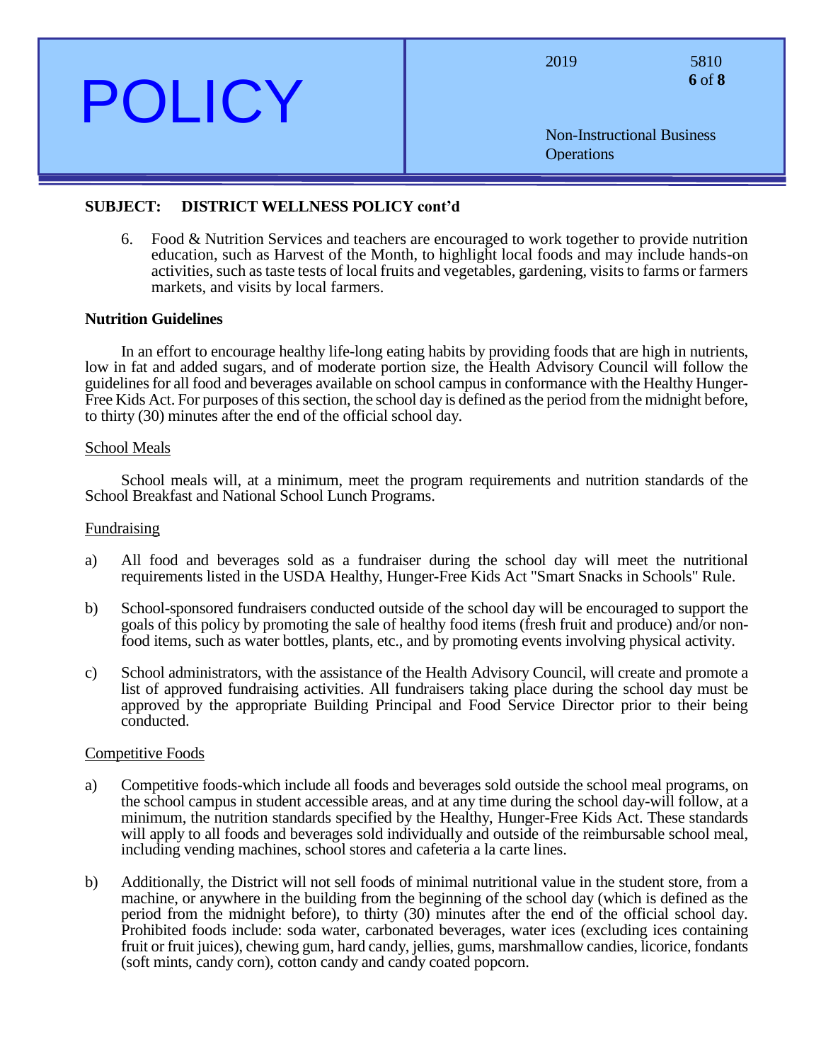**SUBJECT: DISTRICT WELLNESS POLICY cont'd**

6. Food & Nutrition Services and teachers are encouraged to work together to provide nutrition education, such as Harvest of the Month, to highlight local foods and may include hands-on activities, such as taste tests of local fruits and vegetables, gardening, visits to farms or farmers markets, and visits by local farmers.

**Nutrition Guidelines**

In an effort to encourage healthy life-long eating habits by providing foods that are high in nutrients, low in fat and added sugars, and of moderate portion size, the Health Advisory Council will follow the guidelines for all food and beverages available on school campus in conformance with the Healthy Hunger-Free Kids Act. For purposes of this section, the school day is defined as the period from the midnight before, to thirty (30) minutes after the end of the official school day.

<u>School Meals</u>

School meals will, at a minimum, meet the program requirements and nutrition standards of the School Breakfast and National School Lunch Programs.

<u>Fundraising</u>

a) All food and beverages sold as a fundraiser during the school day will meet the nutritional requirements listed in the USDA Healthy, Hunger-Free Kids Act "Smart Snacks in Schools" Rule.

b) School-sponsored fundraisers conducted outside of the school day will be encouraged to support the goals of this policy by promoting the sale of healthy food items (fresh fruit and produce) and/or non-food items, such as water bottles, plants, etc., and by promoting events involving physical activity.

c) School administrators, with the assistance of the Health Advisory Council, will create and promote a list of approved fundraising activities. All fundraisers taking place during the school day must be approved by the appropriate Building Principal and Food Service Director prior to their being conducted.

<u>Competitive Foods</u>

a) Competitive foods-which include all foods and beverages sold outside the school meal programs, on the school campus in student accessible areas, and at any time during the school day-will follow, at a minimum, the nutrition standards specified by the Healthy, Hunger-Free Kids Act. These standards will apply to all foods and beverages sold individually and outside of the reimbursable school meal, including vending machines, school stores and cafeteria a la carte lines.

b) Additionally, the District will not sell foods of minimal nutritional value in the student store, from a machine, or anywhere in the building from the beginning of the school day (which is defined as the period from the midnight before), to thirty (30) minutes after the end of the official school day. Prohibited foods include: soda water, carbonated beverages, water ices (excluding ices containing fruit or fruit juices), chewing gum, hard candy, jellies, gums, marshmallow candies, licorice, fondants (soft mints, candy corn), cotton candy and candy coated popcorn.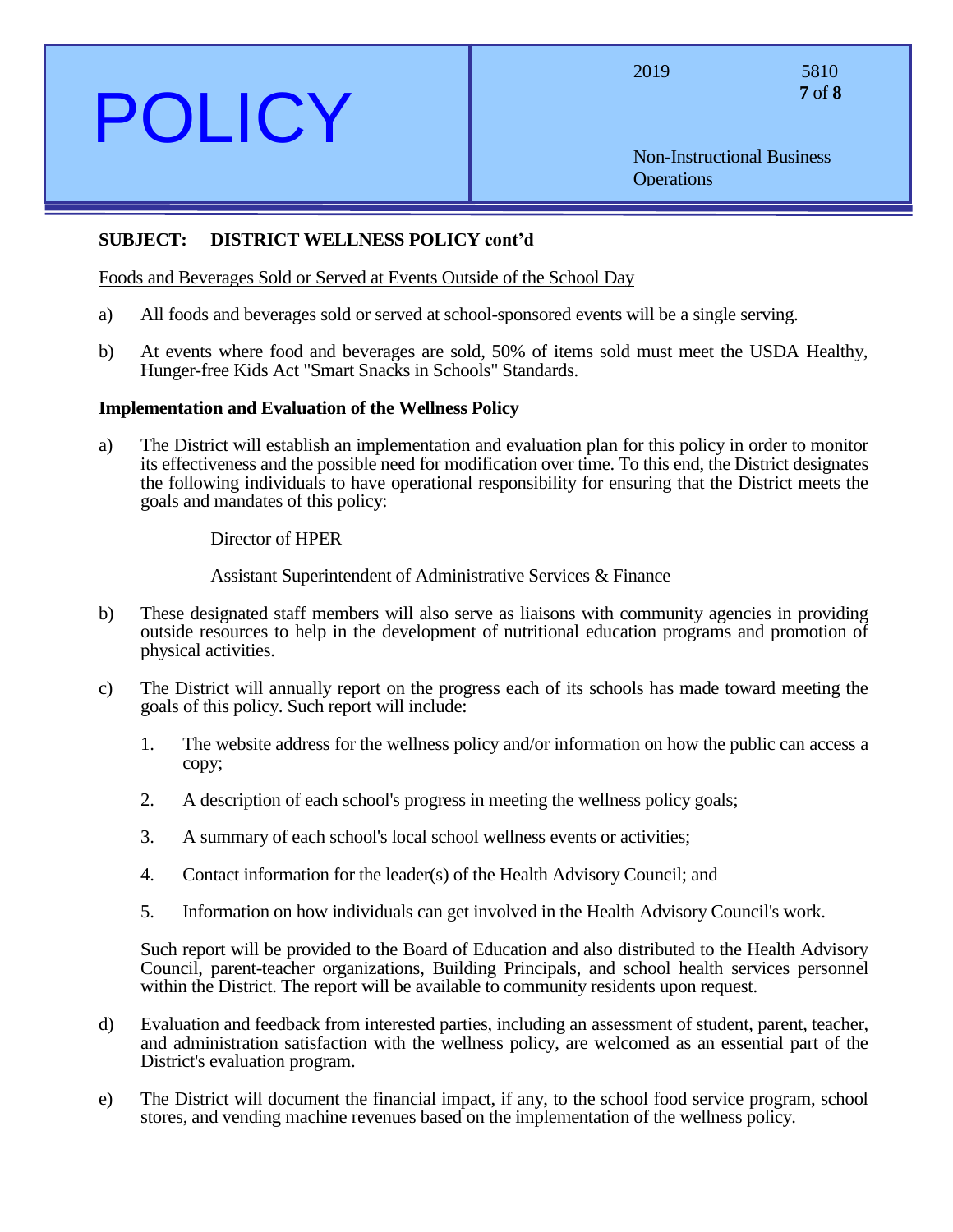**SUBJECT: DISTRICT WELLNESS POLICY cont'd**

Foods and Beverages Sold or Served at Events Outside of the School Day

a) All foods and beverages sold or served at school-sponsored events will be a single serving.

b) At events where food and beverages are sold, 50% of items sold must meet the USDA Healthy, Hunger-free Kids Act "Smart Snacks in Schools" Standards.

**Implementation and Evaluation of the Wellness Policy**

a) The District will establish an implementation and evaluation plan for this policy in order to monitor its effectiveness and the possible need for modification over time. To this end, the District designates the following individuals to have operational responsibility for ensuring that the District meets the goals and mandates of this policy:

Director of HPER

Assistant Superintendent of Administrative Services & Finance

b) These designated staff members will also serve as liaisons with community agencies in providing outside resources to help in the development of nutritional education programs and promotion of physical activities.

c) The District will annually report on the progress each of its schools has made toward meeting the goals of this policy. Such report will include:

1. The website address for the wellness policy and/or information on how the public can access a copy;

2. A description of each school's progress in meeting the wellness policy goals;

3. A summary of each school's local school wellness events or activities;

4. Contact information for the leader(s) of the Health Advisory Council; and

5. Information on how individuals can get involved in the Health Advisory Council's work.

Such report will be provided to the Board of Education and also distributed to the Health Advisory Council, parent-teacher organizations, Building Principals, and school health services personnel within the District. The report will be available to community residents upon request.

d) Evaluation and feedback from interested parties, including an assessment of student, parent, teacher, and administration satisfaction with the wellness policy, are welcomed as an essential part of the District's evaluation program.

e) The District will document the financial impact, if any, to the school food service program, school stores, and vending machine revenues based on the implementation of the wellness policy.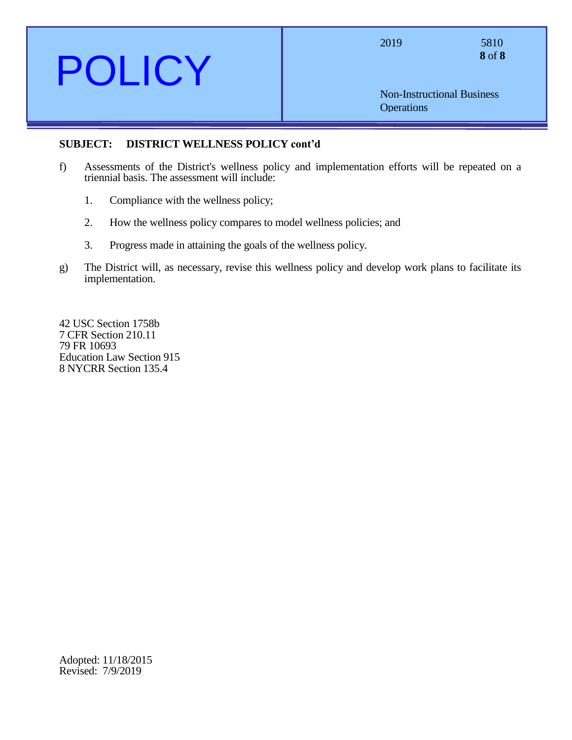**SUBJECT: DISTRICT WELLNESS POLICY cont'd**

f) Assessments of the District's wellness policy and implementation efforts will be repeated on a triennial basis. The assessment will include:

   1. Compliance with the wellness policy;

   2. How the wellness policy compares to model wellness policies; and

   3. Progress made in attaining the goals of the wellness policy.

g) The District will, as necessary, revise this wellness policy and develop work plans to facilitate its implementation.

42 USC Section 1758b
7 CFR Section 210.11
79 FR 10693
Education Law Section 915
8 NYCRR Section 135.4

Adopted: 11/18/2015
Revised: 7/9/2019